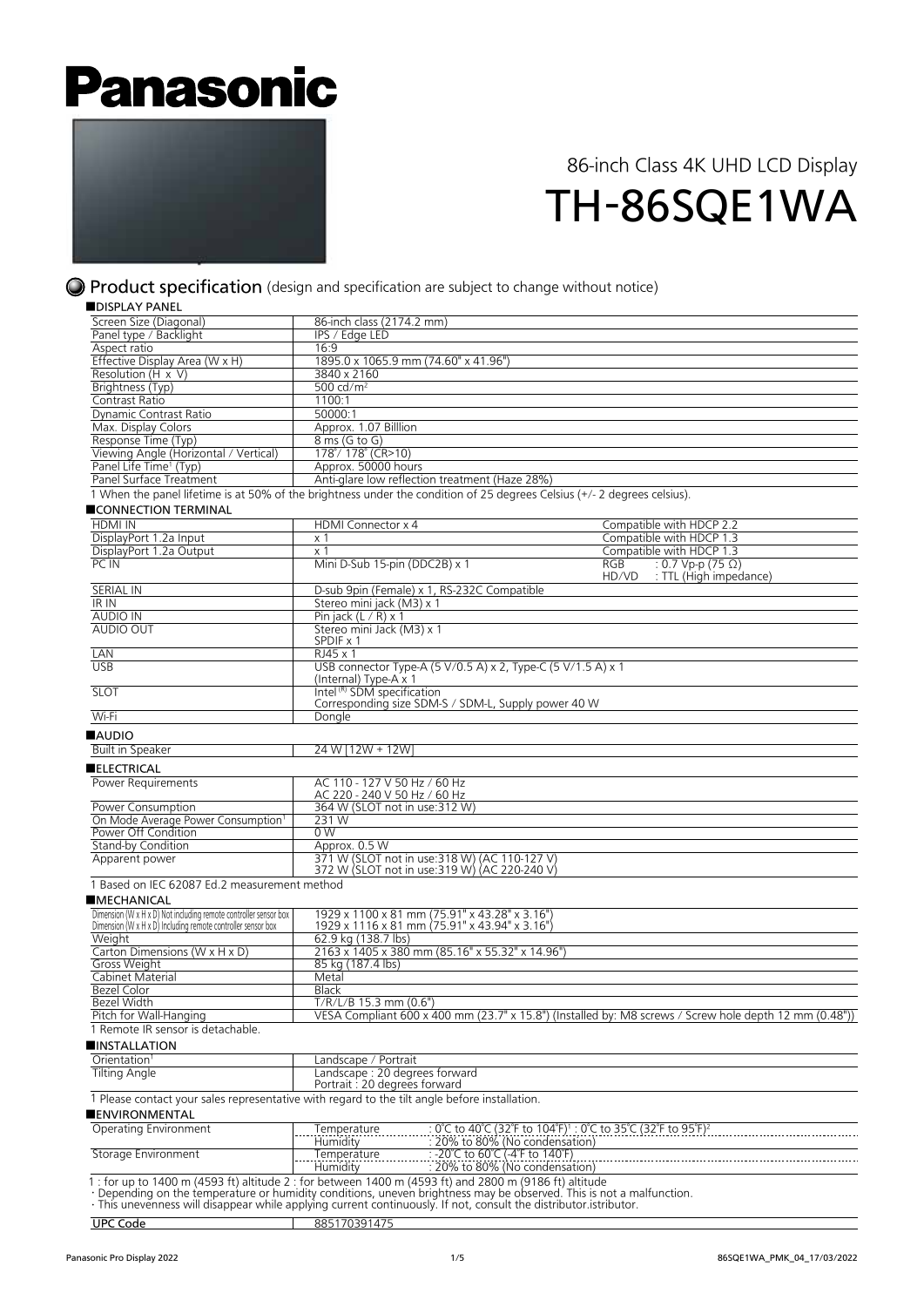# Panasonic

86-inch Class 4K UHD LCD Display

# TH-86SQE1WA

## Product specification (design and specification are subject to change without notice)

### DISPLAY PANEL

| | |
|---|---|
| Screen Size (Diagonal) | 86-inch class (2174.2 mm) |
| Panel type / Backlight | IPS / Edge LED |
| Aspect ratio | 16:9 |
| Effective Display Area (W x H) | 1895.0 x 1065.9 mm (74.60" x 41.96") |
| Resolution (H x V) | 3840 x 2160 |
| Brightness (Typ) | 500 cd/m² |
| Contrast Ratio | 1100:1 |
| Dynamic Contrast Ratio | 50000:1 |
| Max. Display Colors | Approx. 1.07 Billlion |
| Response Time (Typ) | 8 ms (G to G) |
| Viewing Angle (Horizontal / Vertical) | 178°/ 178° (CR>10) |
| Panel Life Time[1] (Typ) | Approx. 50000 hours |
| Panel Surface Treatment | Anti-glare low reflection treatment (Haze 28%) |

1 When the panel lifetime is at 50% of the brightness under the condition of 25 degrees Celsius (+/- 2 degrees celsius).

### CONNECTION TERMINAL

| | | |
|---|---|---|
| HDMI IN | HDMI Connector x 4 | Compatible with HDCP 2.2 |
| DisplayPort 1.2a Input | x 1 | Compatible with HDCP 1.3 |
| DisplayPort 1.2a Output | x 1 | Compatible with HDCP 1.3 |
| PC IN | Mini D-Sub 15-pin (DDC2B) x 1 | RGB : 0.7 Vp-p (75 Ω)<br>HD/VD : TTL (High impedance) |
| SERIAL IN | D-sub 9pin (Female) x 1, RS-232C Compatible | |
| IR IN | Stereo mini jack (M3) x 1 | |
| AUDIO IN | Pin jack (L / R) x 1 | |
| AUDIO OUT | Stereo mini Jack (M3) x 1<br>SPDIF x 1 | |
| LAN | RJ45 x 1 | |
| USB | USB connector Type-A (5 V/0.5 A) x 2, Type-C (5 V/1.5 A) x 1<br>(Internal) Type-A x 1 | |
| SLOT | Intel (R) SDM specification<br>Corresponding size SDM-S / SDM-L, Supply power 40 W | |
| Wi-Fi | Dongle | |

### AUDIO

| | |
|---|---|
| Built in Speaker | 24 W [12W + 12W] |

### ELECTRICAL

| | |
|---|---|
| Power Requirements | AC 110 - 127 V 50 Hz / 60 Hz<br>AC 220 - 240 V 50 Hz / 60 Hz |
| Power Consumption | 364 W (SLOT not in use:312 W) |
| On Mode Average Power Consumption[1] | 231 W |
| Power Off Condition | 0 W |
| Stand-by Condition | Approx. 0.5 W |
| Apparent power | 371 W (SLOT not in use:318 W) (AC 110-127 V)<br>372 W (SLOT not in use:319 W) (AC 220-240 V) |

1 Based on IEC 62087 Ed.2 measurement method

### MECHANICAL

| | |
|---|---|
| Dimension (W x H x D) Not including remote controller sensor box | 1929 x 1100 x 81 mm (75.91" x 43.28" x 3.16") |
| Dimension (W x H x D) Including remote controller sensor box | 1929 x 1116 x 81 mm (75.91" x 43.94" x 3.16") |
| Weight | 62.9 kg (138.7 lbs) |
| Carton Dimensions (W x H x D) | 2163 x 1405 x 380 mm (85.16" x 55.32" x 14.96") |
| Gross Weight | 85 kg (187.4 lbs) |
| Cabinet Material | Metal |
| Bezel Color | Black |
| Bezel Width | T/R/L/B 15.3 mm (0.6") |
| Pitch for Wall-Hanging | VESA Compliant 600 x 400 mm (23.7" x 15.8") (Installed by: M8 screws / Screw hole depth 12 mm (0.48")) |

1 Remote IR sensor is detachable.

### INSTALLATION

| | |
|---|---|
| Orientation[1] | Landscape / Portrait |
| Tilting Angle | Landscape : 20 degrees forward<br>Portrait : 20 degrees forward |

1 Please contact your sales representative with regard to the tilt angle before installation.

### ENVIRONMENTAL

| | | |
|---|---|---|
| Operating Environment | Temperature | : 0°C to 40°C (32°F to 104°F)[1] : 0°C to 35°C (32°F to 95°F)[2] |
| | Humidity | : 20% to 80% (No condensation) |
| Storage Environment | Temperature | : -20°C to 60°C (-4°F to 140°F) |
| | Humidity | : 20% to 80% (No condensation) |

1 : for up to 1400 m (4593 ft) altitude 2 : for between 1400 m (4593 ft) and 2800 m (9186 ft) altitude
· Depending on the temperature or humidity conditions, uneven brightness may be observed. This is not a malfunction.
· This unevenness will disappear while applying current continuously. If not, consult the distributor.istributor.

| | |
|---|---|
| UPC Code | 885170391475 |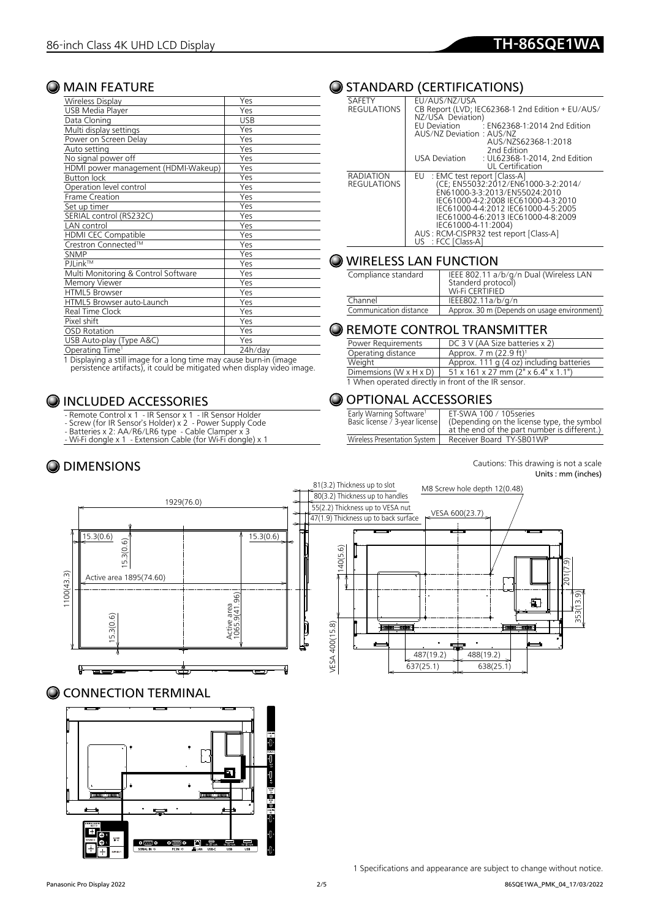# 86-inch Class 4K UHD LCD Display — TH-86SQE1WA

## MAIN FEATURE

| | |
|---|---|
| Wireless Display | Yes |
| USB Media Player | Yes |
| Data Cloning | USB |
| Multi display settings | Yes |
| Power on Screen Delay | Yes |
| Auto setting | Yes |
| No signal power off | Yes |
| HDMI power management (HDMI-Wakeup) | Yes |
| Button lock | Yes |
| Operation level control | Yes |
| Frame Creation | Yes |
| Set up timer | Yes |
| SERIAL control (RS232C) | Yes |
| LAN control | Yes |
| HDMI CEC Compatible | Yes |
| Crestron Connected™ | Yes |
| SNMP | Yes |
| PJLink™ | Yes |
| Multi Monitoring & Control Software | Yes |
| Memory Viewer | Yes |
| HTML5 Browser | Yes |
| HTML5 Browser auto-Launch | Yes |
| Real Time Clock | Yes |
| Pixel shift | Yes |
| OSD Rotation | Yes |
| USB Auto-play (Type A&C) | Yes |
| Operating Time[1] | 24h/day |

1 Displaying a still image for a long time may cause burn-in (image persistence artifacts), it could be mitigated when display video image.

## INCLUDED ACCESSORIES

- Remote Control x 1 - IR Sensor x 1 - IR Sensor Holder
- Screw (for IR Sensor's Holder) x 2 - Power Supply Code
- Batteries x 2: AA/R6/LR6 type - Cable Clamper x 3
- Wi-Fi dongle x 1 - Extension Cable (for Wi-Fi dongle) x 1

## STANDARD (CERTIFICATIONS)

| | |
|---|---|
| SAFETY REGULATIONS | EU/AUS/NZ/USA<br>CB Report (LVD; IEC62368-1 2nd Edition + EU/AUS/NZ/USA Deviation)<br>EU Deviation : EN62368-1:2014 2nd Edition<br>AUS/NZ Deviation : AUS/NZ AUS/NZS62368-1:2018 2nd Edition<br>USA Deviation : UL62368-1-2014, 2nd Edition UL Certification |
| RADIATION REGULATIONS | EU : EMC test report [Class-A] (CE; EN55032:2012/EN61000-3-2:2014/EN61000-3-3:2013/EN55024:2010 IEC61000-4-2:2008 IEC61000-4-3:2010 IEC61000-4-4:2012 IEC61000-4-5:2005 IEC61000-4-6:2013 IEC61000-4-8:2009 IEC61000-4-11:2004)<br>AUS : RCM-CISPR32 test report [Class-A]<br>US : FCC [Class-A] |

## WIRELESS LAN FUNCTION

| | |
|---|---|
| Compliance standard | IEEE 802.11 a/b/g/n Dual (Wireless LAN Standerd protocol)<br>Wi-Fi CERTIFIED |
| Channel | IEEE802.11a/b/g/n |
| Communication distance | Approx. 30 m (Depends on usage environment) |

## REMOTE CONTROL TRANSMITTER

| | |
|---|---|
| Power Requirements | DC 3 V (AA Size batteries x 2) |
| Operating distance | Approx. 7 m (22.9 ft)[1] |
| Weight | Approx. 111 g (4 oz) including batteries |
| Dimemsions (W x H x D) | 51 x 161 x 27 mm (2" x 6.4" x 1.1") |

1 When operated directly in front of the IR sensor.

## OPTIONAL ACCESSORIES

| | |
|---|---|
| Early Warning Software[1]<br>Basic license / 3-year license | ET-SWA 100 / 105series<br>(Depending on the license type, the symbol at the end of the part number is different.) |
| Wireless Presentation System | Receiver Board TY-SB01WP |

## DIMENSIONS

Cautions: This drawing is not a scale

Units : mm (inches)

1929(76.0)

1100(43.3)

15.3(0.6)

Active area 1895(74.60)

Active area 1065.9(41.96)

81(3.2) Thickness up to slot

80(3.2) Thickness up to handles

55(2.2) Thickness up to VESA nut

47(1.9) Thickness up to back surface

M8 Screw hole depth 12(0.48)

VESA 600(23.7)

VESA 400(15.8)

140(5.6)

201(7.9)

353(13.9)

487(19.2)

488(19.2)

637(25.1)

638(25.1)

## CONNECTION TERMINAL

SERIAL IN · PC IN · LAN · USB-C · USB · USB

1 Specifications and appearance are subject to change without notice.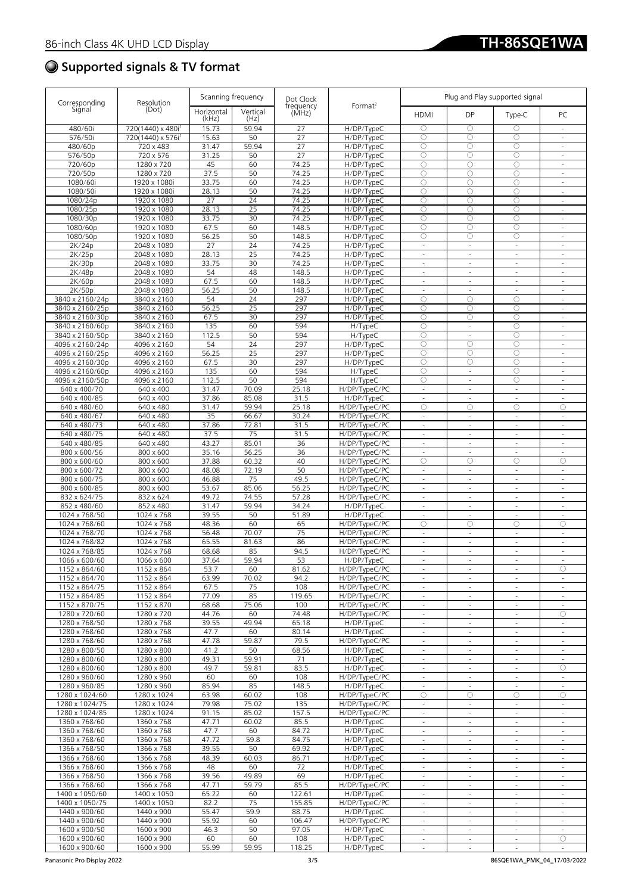## Supported signals & TV format

| Corresponding Signal | Resolution (Dot) | Scanning frequency | | Dot Clock frequency (MHz) | Format[2] | Plug and Play supported signal | | | |
|---|---|---|---|---|---|---|---|---|---|
| | | Horizontal (kHz) | Vertical (Hz) | | | HDMI | DP | Type-C | PC |
| 480/60i | 720(1440) x 480i[1] | 15.73 | 59.94 | 27 | H/DP/TypeC | ○ | ○ | ○ | - |
| 576/50i | 720(1440) x 576i[1] | 15.63 | 50 | 27 | H/DP/TypeC | ○ | ○ | ○ | - |
| 480/60p | 720 x 483 | 31.47 | 59.94 | 27 | H/DP/TypeC | ○ | ○ | ○ | - |
| 576/50p | 720 x 576 | 31.25 | 50 | 27 | H/DP/TypeC | ○ | ○ | ○ | - |
| 720/60p | 1280 x 720 | 45 | 60 | 74.25 | H/DP/TypeC | ○ | ○ | ○ | - |
| 720/50p | 1280 x 720 | 37.5 | 50 | 74.25 | H/DP/TypeC | ○ | ○ | ○ | - |
| 1080/60i | 1920 x 1080i | 33.75 | 60 | 74.25 | H/DP/TypeC | ○ | ○ | ○ | - |
| 1080/50i | 1920 x 1080i | 28.13 | 50 | 74.25 | H/DP/TypeC | ○ | ○ | ○ | - |
| 1080/24p | 1920 x 1080 | 27 | 24 | 74.25 | H/DP/TypeC | ○ | ○ | ○ | - |
| 1080/25p | 1920 x 1080 | 28.13 | 25 | 74.25 | H/DP/TypeC | ○ | ○ | ○ | - |
| 1080/30p | 1920 x 1080 | 33.75 | 30 | 74.25 | H/DP/TypeC | ○ | ○ | ○ | - |
| 1080/60p | 1920 x 1080 | 67.5 | 60 | 148.5 | H/DP/TypeC | ○ | ○ | ○ | - |
| 1080/50p | 1920 x 1080 | 56.25 | 50 | 148.5 | H/DP/TypeC | ○ | ○ | ○ | - |
| 2K/24p | 2048 x 1080 | 27 | 24 | 74.25 | H/DP/TypeC | - | - | - | - |
| 2K/25p | 2048 x 1080 | 28.13 | 25 | 74.25 | H/DP/TypeC | - | - | - | - |
| 2K/30p | 2048 x 1080 | 33.75 | 30 | 74.25 | H/DP/TypeC | - | - | - | - |
| 2K/48p | 2048 x 1080 | 54 | 48 | 148.5 | H/DP/TypeC | - | - | - | - |
| 2K/60p | 2048 x 1080 | 67.5 | 60 | 148.5 | H/DP/TypeC | - | - | - | - |
| 2K/50p | 2048 x 1080 | 56.25 | 50 | 148.5 | H/DP/TypeC | - | - | - | - |
| 3840 x 2160/24p | 3840 x 2160 | 54 | 24 | 297 | H/DP/TypeC | ○ | ○ | ○ | - |
| 3840 x 2160/25p | 3840 x 2160 | 56.25 | 25 | 297 | H/DP/TypeC | ○ | ○ | ○ | - |
| 3840 x 2160/30p | 3840 x 2160 | 67.5 | 30 | 297 | H/DP/TypeC | ○ | ○ | ○ | - |
| 3840 x 2160/60p | 3840 x 2160 | 135 | 60 | 594 | H/TypeC | ○ | - | ○ | - |
| 3840 x 2160/50p | 3840 x 2160 | 112.5 | 50 | 594 | H/TypeC | ○ | - | ○ | - |
| 4096 x 2160/24p | 4096 x 2160 | 54 | 24 | 297 | H/DP/TypeC | ○ | ○ | ○ | - |
| 4096 x 2160/25p | 4096 x 2160 | 56.25 | 25 | 297 | H/DP/TypeC | ○ | ○ | ○ | - |
| 4096 x 2160/30p | 4096 x 2160 | 67.5 | 30 | 297 | H/DP/TypeC | ○ | ○ | ○ | - |
| 4096 x 2160/60p | 4096 x 2160 | 135 | 60 | 594 | H/TypeC | ○ | - | ○ | - |
| 4096 x 2160/50p | 4096 x 2160 | 112.5 | 50 | 594 | H/TypeC | ○ | - | ○ | - |
| 640 x 400/70 | 640 x 400 | 31.47 | 70.09 | 25.18 | H/DP/TypeC/PC | - | - | - | - |
| 640 x 400/85 | 640 x 400 | 37.86 | 85.08 | 31.5 | H/DP/TypeC | - | - | - | - |
| 640 x 480/60 | 640 x 480 | 31.47 | 59.94 | 25.18 | H/DP/TypeC/PC | ○ | ○ | ○ | ○ |
| 640 x 480/67 | 640 x 480 | 35 | 66.67 | 30.24 | H/DP/TypeC/PC | - | - | - | - |
| 640 x 480/73 | 640 x 480 | 37.86 | 72.81 | 31.5 | H/DP/TypeC/PC | - | - | - | - |
| 640 x 480/75 | 640 x 480 | 37.5 | 75 | 31.5 | H/DP/TypeC/PC | - | - | - | - |
| 640 x 480/85 | 640 x 480 | 43.27 | 85.01 | 36 | H/DP/TypeC/PC | - | - | - | - |
| 800 x 600/56 | 800 x 600 | 35.16 | 56.25 | 36 | H/DP/TypeC/PC | - | - | - | - |
| 800 x 600/60 | 800 x 600 | 37.88 | 60.32 | 40 | H/DP/TypeC/PC | ○ | ○ | ○ | ○ |
| 800 x 600/72 | 800 x 600 | 48.08 | 72.19 | 50 | H/DP/TypeC/PC | - | - | - | - |
| 800 x 600/75 | 800 x 600 | 46.88 | 75 | 49.5 | H/DP/TypeC/PC | - | - | - | - |
| 800 x 600/85 | 800 x 600 | 53.67 | 85.06 | 56.25 | H/DP/TypeC/PC | - | - | - | - |
| 832 x 624/75 | 832 x 624 | 49.72 | 74.55 | 57.28 | H/DP/TypeC/PC | - | - | - | - |
| 852 x 480/60 | 852 x 480 | 31.47 | 59.94 | 34.24 | H/DP/TypeC | - | - | - | - |
| 1024 x 768/50 | 1024 x 768 | 39.55 | 50 | 51.89 | H/DP/TypeC | - | - | - | - |
| 1024 x 768/60 | 1024 x 768 | 48.36 | 60 | 65 | H/DP/TypeC/PC | ○ | ○ | ○ | ○ |
| 1024 x 768/70 | 1024 x 768 | 56.48 | 70.07 | 75 | H/DP/TypeC/PC | - | - | - | - |
| 1024 x 768/82 | 1024 x 768 | 65.55 | 81.63 | 86 | H/DP/TypeC/PC | - | - | - | - |
| 1024 x 768/85 | 1024 x 768 | 68.68 | 85 | 94.5 | H/DP/TypeC/PC | - | - | - | - |
| 1066 x 600/60 | 1066 x 600 | 37.64 | 59.94 | 53 | H/DP/TypeC | - | - | - | - |
| 1152 x 864/60 | 1152 x 864 | 53.7 | 60 | 81.62 | H/DP/TypeC/PC | - | - | - | ○ |
| 1152 x 864/70 | 1152 x 864 | 63.99 | 70.02 | 94.2 | H/DP/TypeC/PC | - | - | - | - |
| 1152 x 864/75 | 1152 x 864 | 67.5 | 75 | 108 | H/DP/TypeC/PC | - | - | - | - |
| 1152 x 864/85 | 1152 x 864 | 77.09 | 85 | 119.65 | H/DP/TypeC/PC | - | - | - | - |
| 1152 x 870/75 | 1152 x 870 | 68.68 | 75.06 | 100 | H/DP/TypeC/PC | - | - | - | - |
| 1280 x 720/60 | 1280 x 720 | 44.76 | 60 | 74.48 | H/DP/TypeC/PC | - | - | - | ○ |
| 1280 x 768/50 | 1280 x 768 | 39.55 | 49.94 | 65.18 | H/DP/TypeC | - | - | - | - |
| 1280 x 768/60 | 1280 x 768 | 47.7 | 60 | 80.14 | H/DP/TypeC | - | - | - | - |
| 1280 x 768/60 | 1280 x 768 | 47.78 | 59.87 | 79.5 | H/DP/TypeC/PC | - | - | - | - |
| 1280 x 800/50 | 1280 x 800 | 41.2 | 50 | 68.56 | H/DP/TypeC | - | - | - | - |
| 1280 x 800/60 | 1280 x 800 | 49.31 | 59.91 | 71 | H/DP/TypeC | - | - | - | - |
| 1280 x 800/60 | 1280 x 800 | 49.7 | 59.81 | 83.5 | H/DP/TypeC | - | - | - | ○ |
| 1280 x 960/60 | 1280 x 960 | 60 | 60 | 108 | H/DP/TypeC/PC | - | - | - | - |
| 1280 x 960/85 | 1280 x 960 | 85.94 | 85 | 148.5 | H/DP/TypeC | - | - | - | - |
| 1280 x 1024/60 | 1280 x 1024 | 63.98 | 60.02 | 108 | H/DP/TypeC/PC | ○ | ○ | ○ | ○ |
| 1280 x 1024/75 | 1280 x 1024 | 79.98 | 75.02 | 135 | H/DP/TypeC/PC | - | - | - | - |
| 1280 x 1024/85 | 1280 x 1024 | 91.15 | 85.02 | 157.5 | H/DP/TypeC/PC | - | - | - | - |
| 1360 x 768/60 | 1360 x 768 | 47.71 | 60.02 | 85.5 | H/DP/TypeC | - | - | - | - |
| 1360 x 768/60 | 1360 x 768 | 47.7 | 60 | 84.72 | H/DP/TypeC | - | - | - | - |
| 1360 x 768/60 | 1360 x 768 | 47.72 | 59.8 | 84.75 | H/DP/TypeC | - | - | - | - |
| 1366 x 768/50 | 1366 x 768 | 39.55 | 50 | 69.92 | H/DP/TypeC | - | - | - | - |
| 1366 x 768/60 | 1366 x 768 | 48.39 | 60.03 | 86.71 | H/DP/TypeC | - | - | - | - |
| 1366 x 768/60 | 1366 x 768 | 48 | 60 | 72 | H/DP/TypeC | - | - | - | - |
| 1366 x 768/50 | 1366 x 768 | 39.56 | 49.89 | 69 | H/DP/TypeC | - | - | - | - |
| 1366 x 768/60 | 1366 x 768 | 47.71 | 59.79 | 85.5 | H/DP/TypeC/PC | - | - | - | - |
| 1400 x 1050/60 | 1400 x 1050 | 65.22 | 60 | 122.61 | H/DP/TypeC | - | - | - | - |
| 1400 x 1050/75 | 1400 x 1050 | 82.2 | 75 | 155.85 | H/DP/TypeC/PC | - | - | - | - |
| 1440 x 900/60 | 1440 x 900 | 55.47 | 59.9 | 88.75 | H/DP/TypeC | - | - | - | - |
| 1440 x 900/60 | 1440 x 900 | 55.92 | 60 | 106.47 | H/DP/TypeC/PC | - | - | - | - |
| 1600 x 900/50 | 1600 x 900 | 46.3 | 50 | 97.05 | H/DP/TypeC | - | - | - | - |
| 1600 x 900/60 | 1600 x 900 | 60 | 60 | 108 | H/DP/TypeC | - | - | - | ○ |
| 1600 x 900/60 | 1600 x 900 | 55.99 | 59.95 | 118.25 | H/DP/TypeC | - | - | - | - |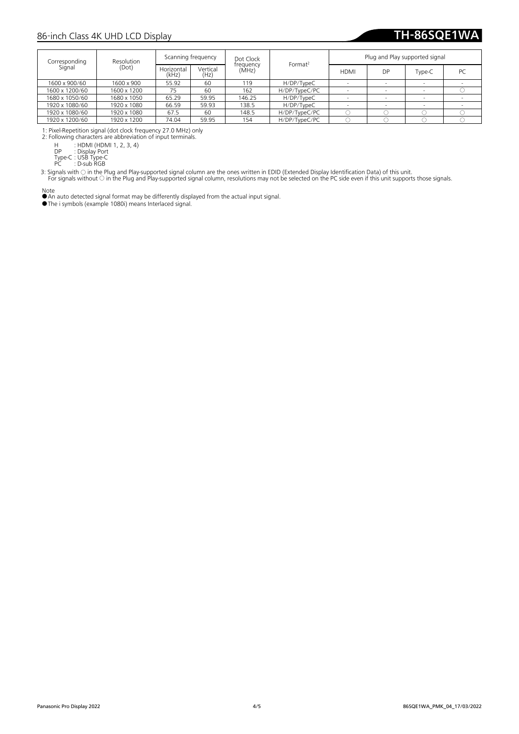| Corresponding Signal | Resolution (Dot) | Scanning frequency | | Dot Clock frequency (MHz) | Format[2] | Plug and Play supported signal | | | |
|---|---|---|---|---|---|---|---|---|---|
| | | Horizontal (kHz) | Vertical (Hz) | | | HDMI | DP | Type-C | PC |
| 1600 x 900/60 | 1600 x 900 | 55.92 | 60 | 119 | H/DP/TypeC | - | - | - | - |
| 1600 x 1200/60 | 1600 x 1200 | 75 | 60 | 162 | H/DP/TypeC/PC | - | - | - | ○ |
| 1680 x 1050/60 | 1680 x 1050 | 65.29 | 59.95 | 146.25 | H/DP/TypeC | - | - | - | - |
| 1920 x 1080/60 | 1920 x 1080 | 66.59 | 59.93 | 138.5 | H/DP/TypeC | - | - | - | - |
| 1920 x 1080/60 | 1920 x 1080 | 67.5 | 60 | 148.5 | H/DP/TypeC/PC | ○ | ○ | ○ | ○ |
| 1920 x 1200/60 | 1920 x 1200 | 74.04 | 59.95 | 154 | H/DP/TypeC/PC | ○ | ○ | ○ | ○ |

1: Pixel-Repetition signal (dot clock frequency 27.0 MHz) only

2: Following characters are abbreviation of input terminals.

- H : HDMI (HDMI 1, 2, 3, 4)
- DP : Display Port
- Type-C : USB Type-C
- PC : D-sub RGB

3: Signals with ○ in the Plug and Play-supported signal column are the ones written in EDID (Extended Display Identification Data) of this unit.
For signals without ○ in the Plug and Play-supported signal column, resolutions may not be selected on the PC side even if this unit supports those signals.

Note

- An auto detected signal format may be differently displayed from the actual input signal.
- The i symbols (example 1080i) means Interlaced signal.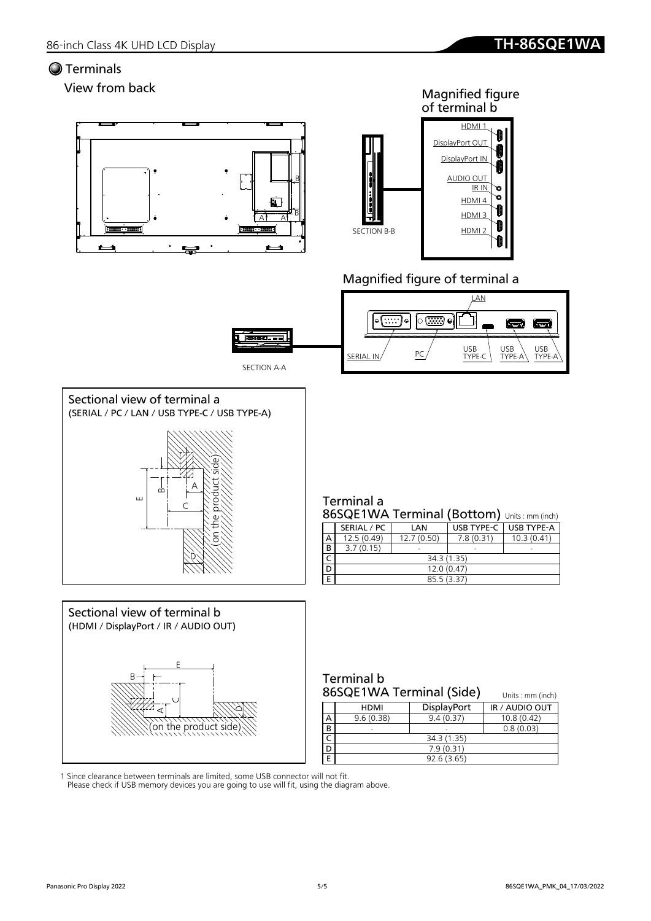## Terminals

### View from back

Magnified figure of terminal b

HDMI 1
DisplayPort OUT
DisplayPort IN
AUDIO OUT
IR IN
HDMI 4
HDMI 3
HDMI 2

SECTION B-B

Magnified figure of terminal a

LAN
SERIAL IN
PC
USB TYPE-C
USB TYPE-A
USB TYPE-A

SECTION A-A

### Sectional view of terminal a
(SERIAL / PC / LAN / USB TYPE-C / USB TYPE-A)

(on the product side)

### Terminal a
86SQE1WA Terminal (Bottom) Units : mm (inch)

| | SERIAL / PC | LAN | USB TYPE-C | USB TYPE-A |
|---|---|---|---|---|
| A | 12.5 (0.49) | 12.7 (0.50) | 7.8 (0.31) | 10.3 (0.41) |
| B | 3.7 (0.15) | - | - | - |
| C | 34.3 (1.35) | | | |
| D | 12.0 (0.47) | | | |
| E | 85.5 (3.37) | | | |

### Sectional view of terminal b
(HDMI / DisplayPort / IR / AUDIO OUT)

(on the product side)

### Terminal b
86SQE1WA Terminal (Side) Units : mm (inch)

| | HDMI | DisplayPort | IR / AUDIO OUT |
|---|---|---|---|
| A | 9.6 (0.38) | 9.4 (0.37) | 10.8 (0.42) |
| B | - | - | 0.8 (0.03) |
| C | 34.3 (1.35) | | |
| D | 7.9 (0.31) | | |
| E | 92.6 (3.65) | | |

1 Since clearance between terminals are limited, some USB connector will not fit.
Please check if USB memory devices you are going to use will fit, using the diagram above.